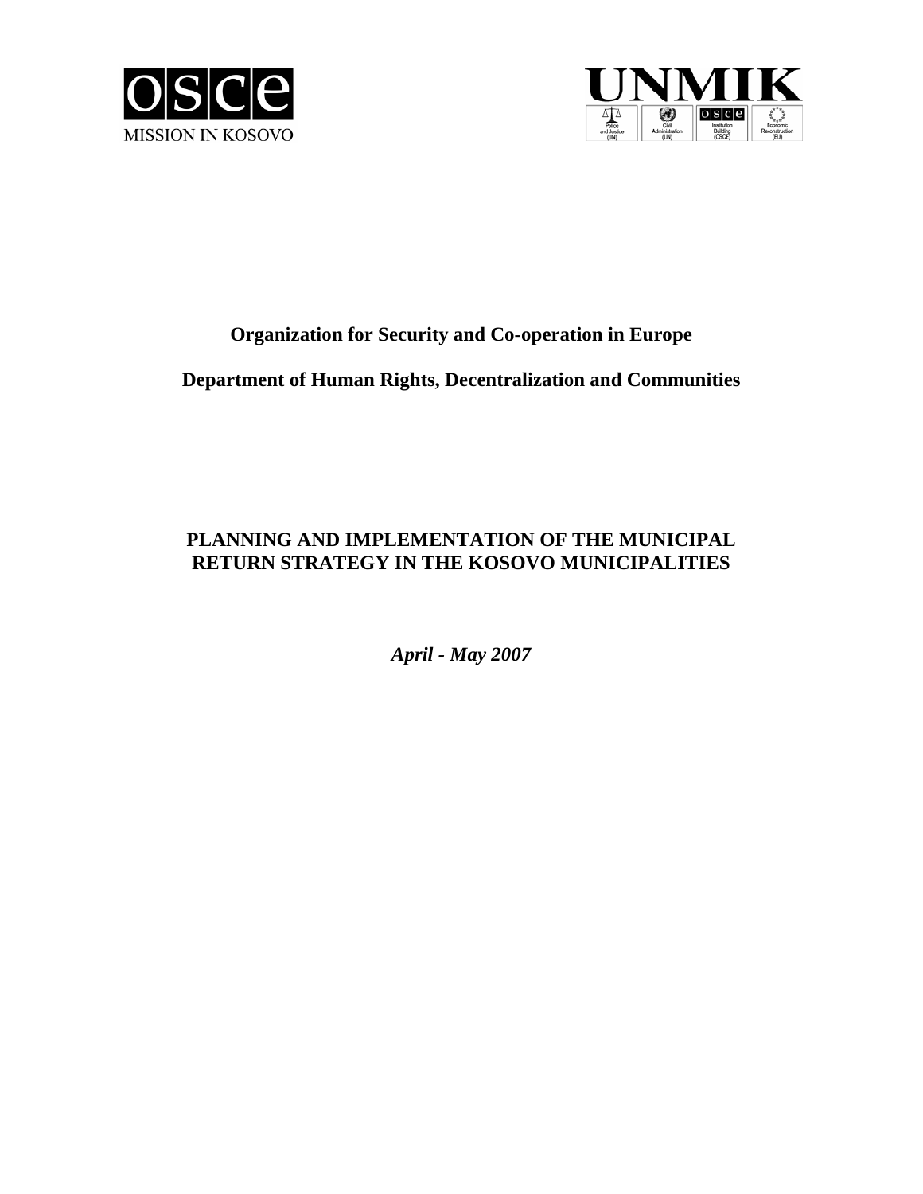OSCE MISSION IN KOSOVO

UNMIK

**Organization for Security and Co-operation in Europe**

**Department of Human Rights, Decentralization and Communities**

# PLANNING AND IMPLEMENTATION OF THE MUNICIPAL RETURN STRATEGY IN THE KOSOVO MUNICIPALITIES

***April - May 2007***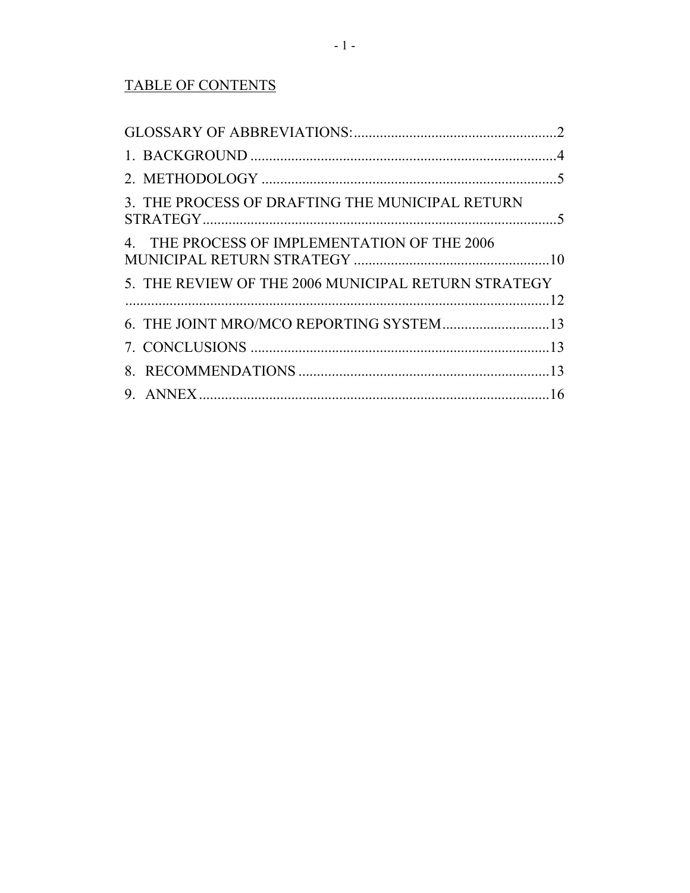## TABLE OF CONTENTS

GLOSSARY OF ABBREVIATIONS: .......................................................2

1. BACKGROUND ...................................................................................4

2. METHODOLOGY ................................................................................5

3. THE PROCESS OF DRAFTING THE MUNICIPAL RETURN STRATEGY ................................................................................................5

4. THE PROCESS OF IMPLEMENTATION OF THE 2006 MUNICIPAL RETURN STRATEGY .....................................................10

5. THE REVIEW OF THE 2006 MUNICIPAL RETURN STRATEGY ...................................................................................................................12

6. THE JOINT MRO/MCO REPORTING SYSTEM .............................13

7. CONCLUSIONS .................................................................................13

8. RECOMMENDATIONS ....................................................................13

9. ANNEX ...............................................................................................16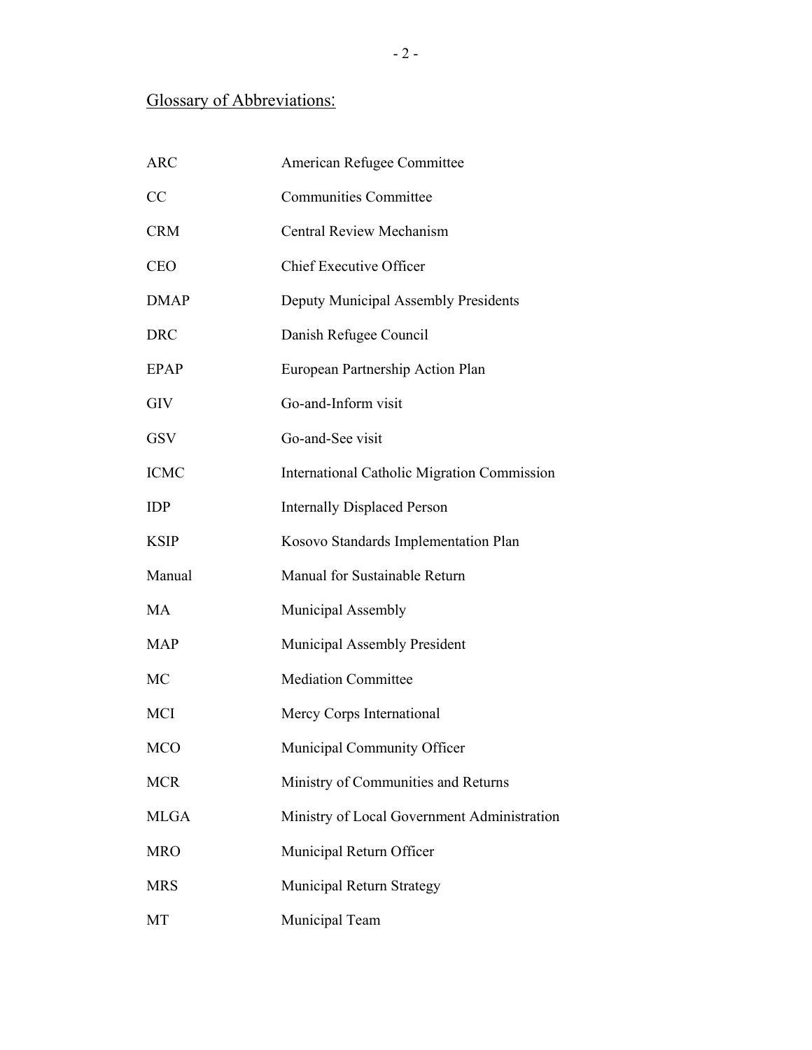## Glossary of Abbreviations:

| | |
|---|---|
| ARC | American Refugee Committee |
| CC | Communities Committee |
| CRM | Central Review Mechanism |
| CEO | Chief Executive Officer |
| DMAP | Deputy Municipal Assembly Presidents |
| DRC | Danish Refugee Council |
| EPAP | European Partnership Action Plan |
| GIV | Go-and-Inform visit |
| GSV | Go-and-See visit |
| ICMC | International Catholic Migration Commission |
| IDP | Internally Displaced Person |
| KSIP | Kosovo Standards Implementation Plan |
| Manual | Manual for Sustainable Return |
| MA | Municipal Assembly |
| MAP | Municipal Assembly President |
| MC | Mediation Committee |
| MCI | Mercy Corps International |
| MCO | Municipal Community Officer |
| MCR | Ministry of Communities and Returns |
| MLGA | Ministry of Local Government Administration |
| MRO | Municipal Return Officer |
| MRS | Municipal Return Strategy |
| MT | Municipal Team |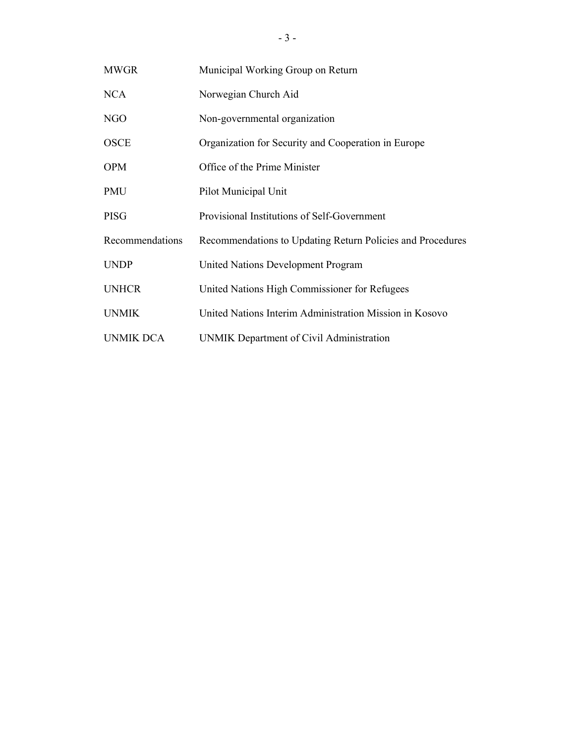| | |
|---|---|
| MWGR | Municipal Working Group on Return |
| NCA | Norwegian Church Aid |
| NGO | Non-governmental organization |
| OSCE | Organization for Security and Cooperation in Europe |
| OPM | Office of the Prime Minister |
| PMU | Pilot Municipal Unit |
| PISG | Provisional Institutions of Self-Government |
| Recommendations | Recommendations to Updating Return Policies and Procedures |
| UNDP | United Nations Development Program |
| UNHCR | United Nations High Commissioner for Refugees |
| UNMIK | United Nations Interim Administration Mission in Kosovo |
| UNMIK DCA | UNMIK Department of Civil Administration |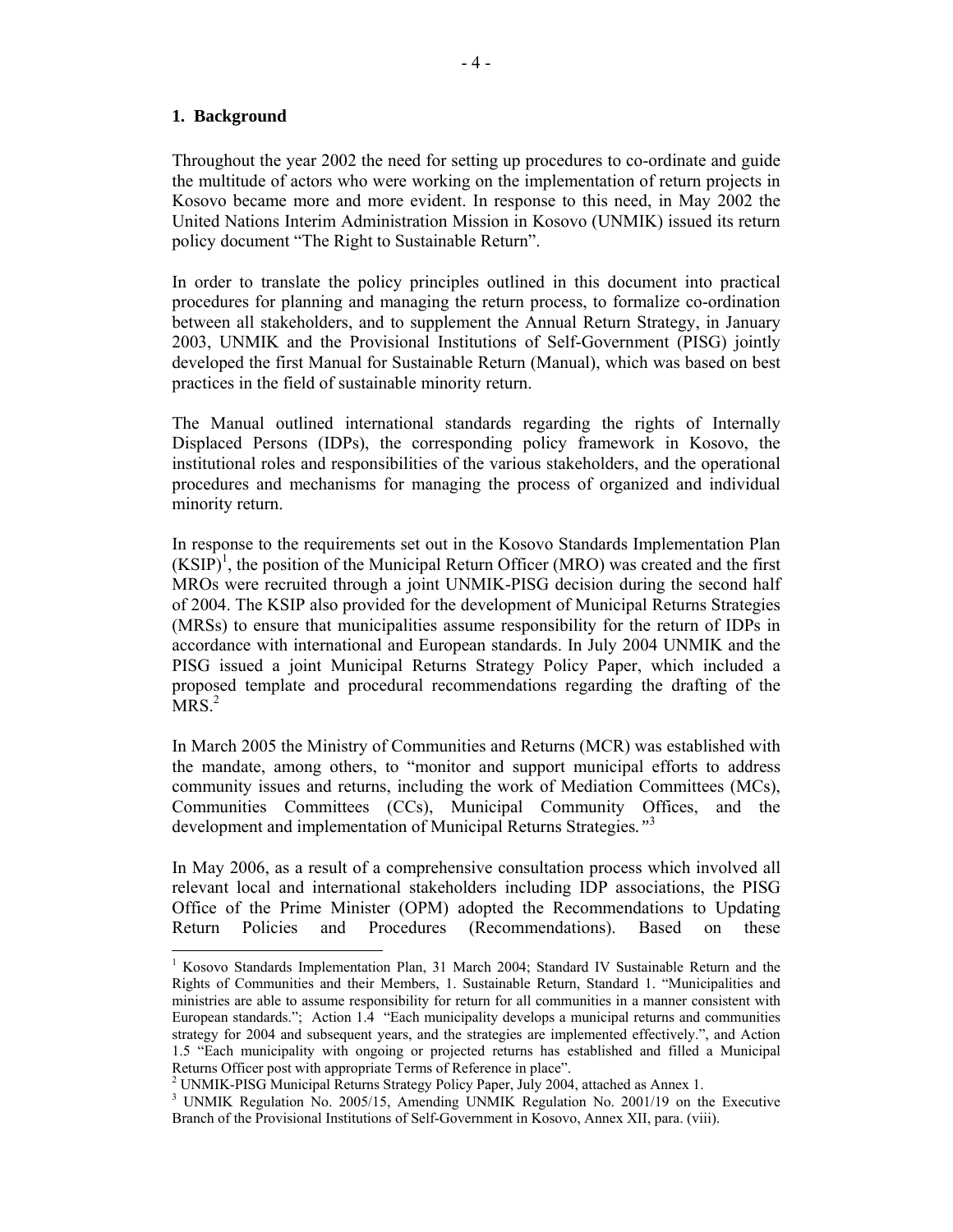## 1. Background

Throughout the year 2002 the need for setting up procedures to co-ordinate and guide the multitude of actors who were working on the implementation of return projects in Kosovo became more and more evident. In response to this need, in May 2002 the United Nations Interim Administration Mission in Kosovo (UNMIK) issued its return policy document "The Right to Sustainable Return".

In order to translate the policy principles outlined in this document into practical procedures for planning and managing the return process, to formalize co-ordination between all stakeholders, and to supplement the Annual Return Strategy, in January 2003, UNMIK and the Provisional Institutions of Self-Government (PISG) jointly developed the first Manual for Sustainable Return (Manual), which was based on best practices in the field of sustainable minority return.

The Manual outlined international standards regarding the rights of Internally Displaced Persons (IDPs), the corresponding policy framework in Kosovo, the institutional roles and responsibilities of the various stakeholders, and the operational procedures and mechanisms for managing the process of organized and individual minority return.

In response to the requirements set out in the Kosovo Standards Implementation Plan (KSIP)[1], the position of the Municipal Return Officer (MRO) was created and the first MROs were recruited through a joint UNMIK-PISG decision during the second half of 2004. The KSIP also provided for the development of Municipal Returns Strategies (MRSs) to ensure that municipalities assume responsibility for the return of IDPs in accordance with international and European standards. In July 2004 UNMIK and the PISG issued a joint Municipal Returns Strategy Policy Paper, which included a proposed template and procedural recommendations regarding the drafting of the MRS.[2]

In March 2005 the Ministry of Communities and Returns (MCR) was established with the mandate, among others, to "monitor and support municipal efforts to address community issues and returns, including the work of Mediation Committees (MCs), Communities Committees (CCs), Municipal Community Offices, and the development and implementation of Municipal Returns Strategies*.*"[3]

In May 2006, as a result of a comprehensive consultation process which involved all relevant local and international stakeholders including IDP associations, the PISG Office of the Prime Minister (OPM) adopted the Recommendations to Updating Return Policies and Procedures (Recommendations). Based on these

---

[1] Kosovo Standards Implementation Plan, 31 March 2004; Standard IV Sustainable Return and the Rights of Communities and their Members, 1. Sustainable Return, Standard 1. "Municipalities and ministries are able to assume responsibility for return for all communities in a manner consistent with European standards."; Action 1.4 "Each municipality develops a municipal returns and communities strategy for 2004 and subsequent years, and the strategies are implemented effectively.", and Action 1.5 "Each municipality with ongoing or projected returns has established and filled a Municipal Returns Officer post with appropriate Terms of Reference in place".

[2] UNMIK-PISG Municipal Returns Strategy Policy Paper, July 2004, attached as Annex 1.

[3] UNMIK Regulation No. 2005/15, Amending UNMIK Regulation No. 2001/19 on the Executive Branch of the Provisional Institutions of Self-Government in Kosovo, Annex XII, para. (viii).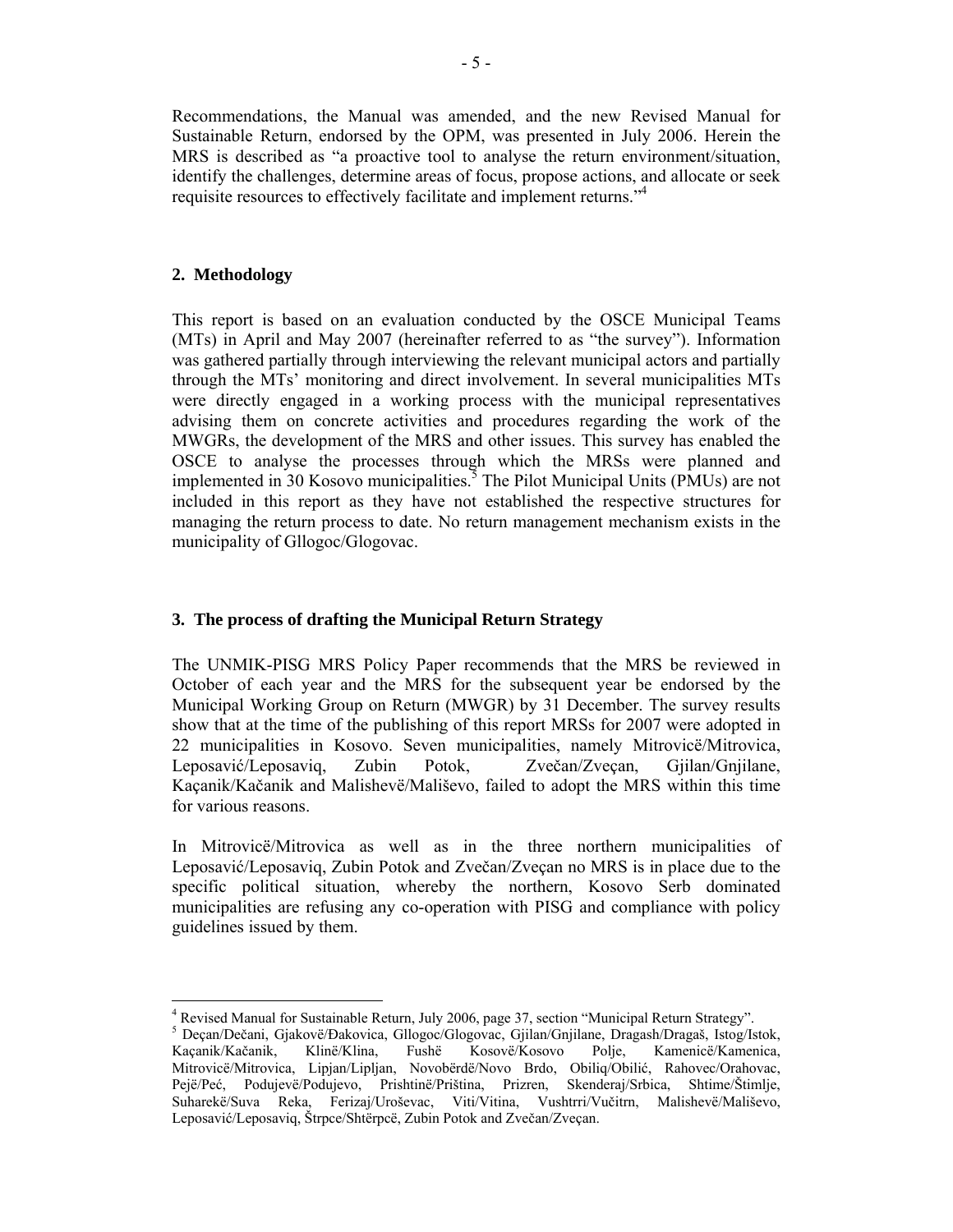Recommendations, the Manual was amended, and the new Revised Manual for Sustainable Return, endorsed by the OPM, was presented in July 2006. Herein the MRS is described as "a proactive tool to analyse the return environment/situation, identify the challenges, determine areas of focus, propose actions, and allocate or seek requisite resources to effectively facilitate and implement returns."[4]

## 2. Methodology

This report is based on an evaluation conducted by the OSCE Municipal Teams (MTs) in April and May 2007 (hereinafter referred to as "the survey"). Information was gathered partially through interviewing the relevant municipal actors and partially through the MTs' monitoring and direct involvement. In several municipalities MTs were directly engaged in a working process with the municipal representatives advising them on concrete activities and procedures regarding the work of the MWGRs, the development of the MRS and other issues. This survey has enabled the OSCE to analyse the processes through which the MRSs were planned and implemented in 30 Kosovo municipalities.[5] The Pilot Municipal Units (PMUs) are not included in this report as they have not established the respective structures for managing the return process to date. No return management mechanism exists in the municipality of Gllogoc/Glogovac.

## 3. The process of drafting the Municipal Return Strategy

The UNMIK-PISG MRS Policy Paper recommends that the MRS be reviewed in October of each year and the MRS for the subsequent year be endorsed by the Municipal Working Group on Return (MWGR) by 31 December. The survey results show that at the time of the publishing of this report MRSs for 2007 were adopted in 22 municipalities in Kosovo. Seven municipalities, namely Mitrovicë/Mitrovica, Leposavić/Leposaviq, Zubin Potok, Zvečan/Zveçan, Gjilan/Gnjilane, Kaçanik/Kačanik and Malishevë/Mališevo, failed to adopt the MRS within this time for various reasons.

In Mitrovicë/Mitrovica as well as in the three northern municipalities of Leposavić/Leposaviq, Zubin Potok and Zvečan/Zveçan no MRS is in place due to the specific political situation, whereby the northern, Kosovo Serb dominated municipalities are refusing any co-operation with PISG and compliance with policy guidelines issued by them.

---

[4] Revised Manual for Sustainable Return, July 2006, page 37, section "Municipal Return Strategy".

[5] Deçan/Dečani, Gjakovë/Đakovica, Gllogoc/Glogovac, Gjilan/Gnjilane, Dragash/Dragaš, Istog/Istok, Kaçanik/Kačanik, Klinë/Klina, Fushë Kosovë/Kosovo Polje, Kamenicë/Kamenica, Mitrovicë/Mitrovica, Lipjan/Lipljan, Novobërdë/Novo Brdo, Obiliq/Obilić, Rahovec/Orahovac, Pejë/Peć, Podujevë/Podujevo, Prishtinë/Priština, Prizren, Skenderaj/Srbica, Shtime/Štimlje, Suharekë/Suva Reka, Ferizaj/Uroševac, Viti/Vitina, Vushtrri/Vučitrn, Malishevë/Mališevo, Leposavić/Leposaviq, Štrpce/Shtërpcë, Zubin Potok and Zvečan/Zveçan.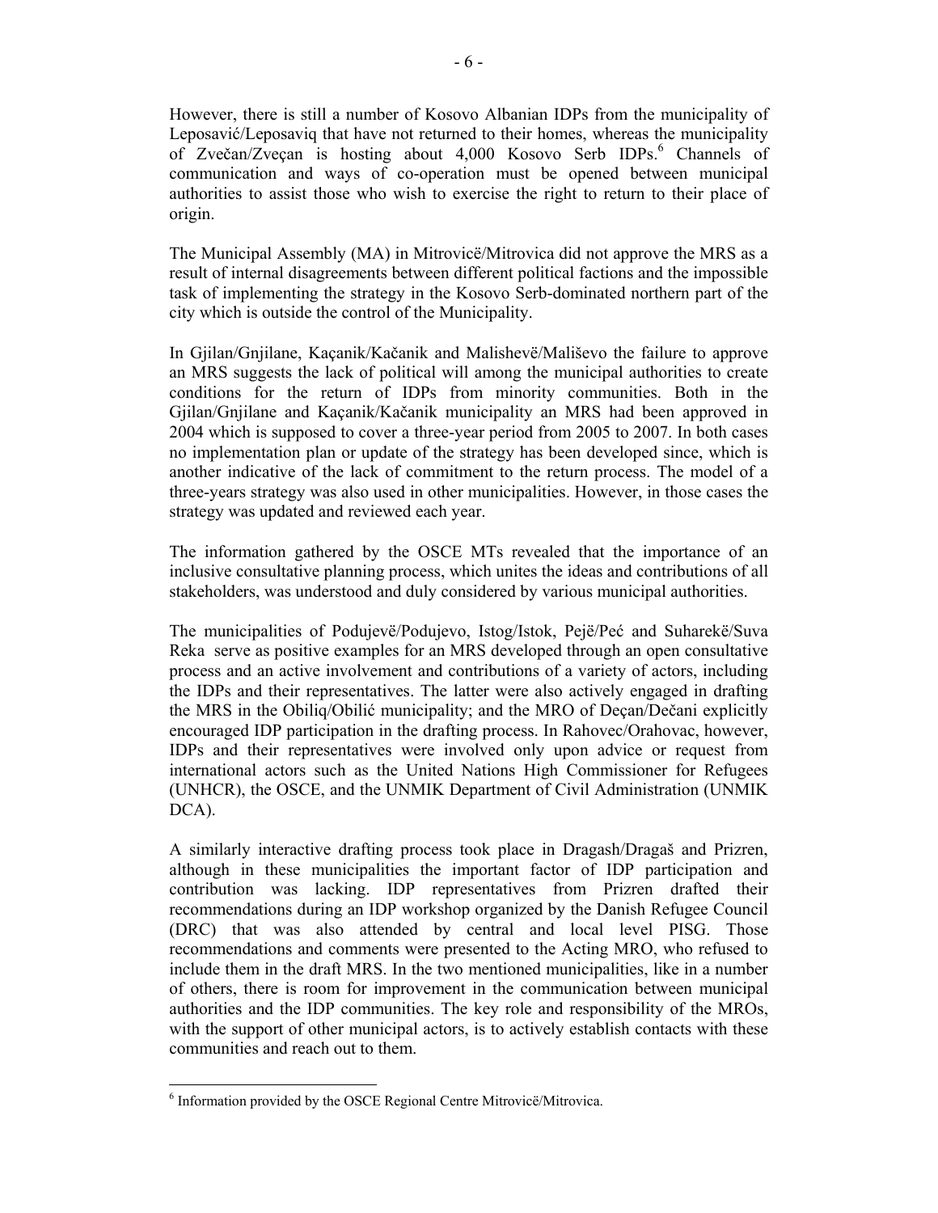However, there is still a number of Kosovo Albanian IDPs from the municipality of Leposavić/Leposaviq that have not returned to their homes, whereas the municipality of Zvečan/Zveçan is hosting about 4,000 Kosovo Serb IDPs.[6] Channels of communication and ways of co-operation must be opened between municipal authorities to assist those who wish to exercise the right to return to their place of origin.

The Municipal Assembly (MA) in Mitrovicë/Mitrovica did not approve the MRS as a result of internal disagreements between different political factions and the impossible task of implementing the strategy in the Kosovo Serb-dominated northern part of the city which is outside the control of the Municipality.

In Gjilan/Gnjilane, Kaçanik/Kačanik and Malishevë/Mališevo the failure to approve an MRS suggests the lack of political will among the municipal authorities to create conditions for the return of IDPs from minority communities. Both in the Gjilan/Gnjilane and Kaçanik/Kačanik municipality an MRS had been approved in 2004 which is supposed to cover a three-year period from 2005 to 2007. In both cases no implementation plan or update of the strategy has been developed since, which is another indicative of the lack of commitment to the return process. The model of a three-years strategy was also used in other municipalities. However, in those cases the strategy was updated and reviewed each year.

The information gathered by the OSCE MTs revealed that the importance of an inclusive consultative planning process, which unites the ideas and contributions of all stakeholders, was understood and duly considered by various municipal authorities.

The municipalities of Podujevë/Podujevo, Istog/Istok, Pejë/Peć and Suharekë/Suva Reka serve as positive examples for an MRS developed through an open consultative process and an active involvement and contributions of a variety of actors, including the IDPs and their representatives. The latter were also actively engaged in drafting the MRS in the Obiliq/Obilić municipality; and the MRO of Deçan/Dečani explicitly encouraged IDP participation in the drafting process. In Rahovec/Orahovac, however, IDPs and their representatives were involved only upon advice or request from international actors such as the United Nations High Commissioner for Refugees (UNHCR), the OSCE, and the UNMIK Department of Civil Administration (UNMIK DCA).

A similarly interactive drafting process took place in Dragash/Dragaš and Prizren, although in these municipalities the important factor of IDP participation and contribution was lacking. IDP representatives from Prizren drafted their recommendations during an IDP workshop organized by the Danish Refugee Council (DRC) that was also attended by central and local level PISG. Those recommendations and comments were presented to the Acting MRO, who refused to include them in the draft MRS. In the two mentioned municipalities, like in a number of others, there is room for improvement in the communication between municipal authorities and the IDP communities. The key role and responsibility of the MROs, with the support of other municipal actors, is to actively establish contacts with these communities and reach out to them.

[6] Information provided by the OSCE Regional Centre Mitrovicë/Mitrovica.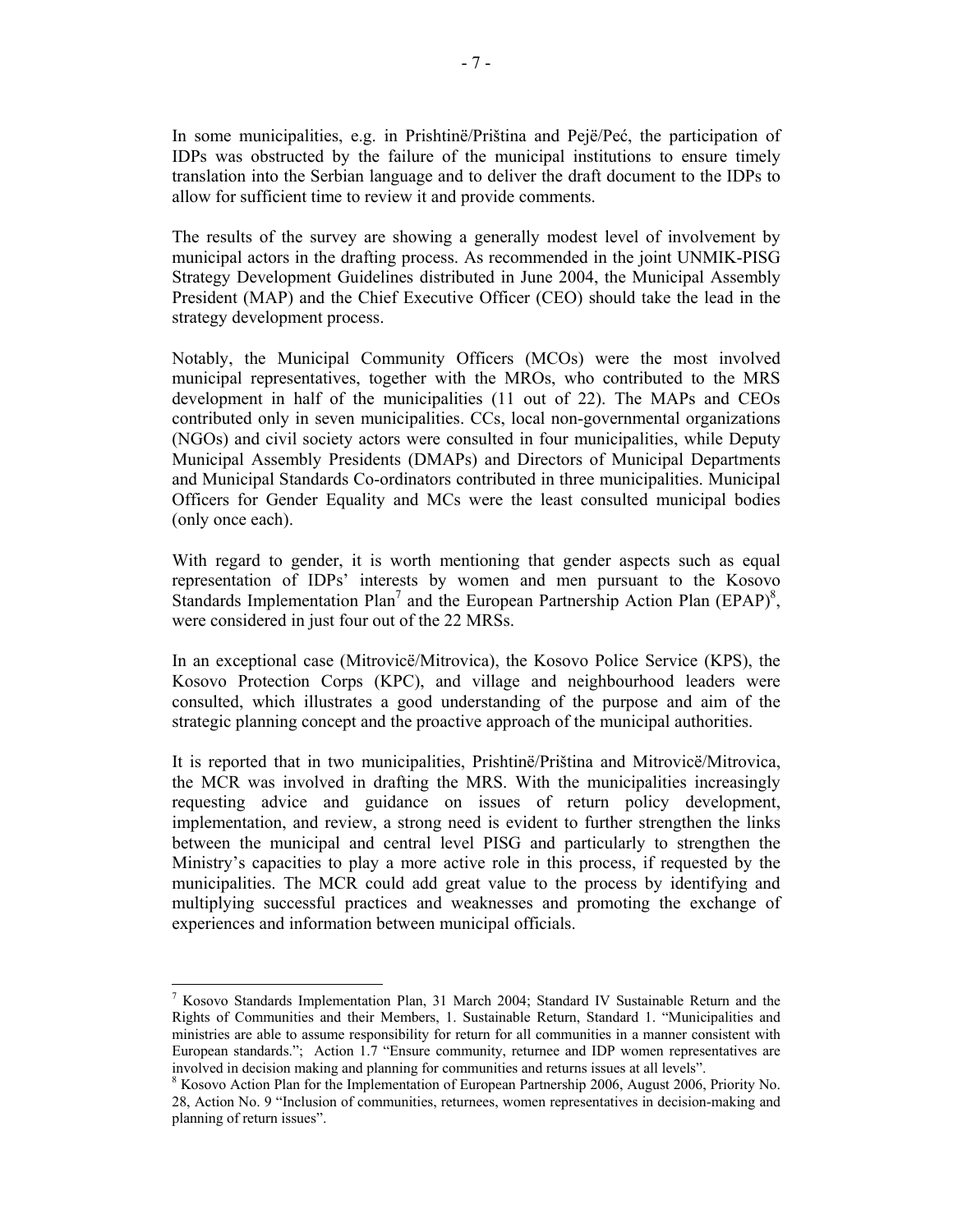In some municipalities, e.g. in Prishtinë/Priština and Pejë/Peć, the participation of IDPs was obstructed by the failure of the municipal institutions to ensure timely translation into the Serbian language and to deliver the draft document to the IDPs to allow for sufficient time to review it and provide comments.

The results of the survey are showing a generally modest level of involvement by municipal actors in the drafting process. As recommended in the joint UNMIK-PISG Strategy Development Guidelines distributed in June 2004, the Municipal Assembly President (MAP) and the Chief Executive Officer (CEO) should take the lead in the strategy development process.

Notably, the Municipal Community Officers (MCOs) were the most involved municipal representatives, together with the MROs, who contributed to the MRS development in half of the municipalities (11 out of 22). The MAPs and CEOs contributed only in seven municipalities. CCs, local non-governmental organizations (NGOs) and civil society actors were consulted in four municipalities, while Deputy Municipal Assembly Presidents (DMAPs) and Directors of Municipal Departments and Municipal Standards Co-ordinators contributed in three municipalities. Municipal Officers for Gender Equality and MCs were the least consulted municipal bodies (only once each).

With regard to gender, it is worth mentioning that gender aspects such as equal representation of IDPs' interests by women and men pursuant to the Kosovo Standards Implementation Plan[7] and the European Partnership Action Plan (EPAP)[8], were considered in just four out of the 22 MRSs.

In an exceptional case (Mitrovicë/Mitrovica), the Kosovo Police Service (KPS), the Kosovo Protection Corps (KPC), and village and neighbourhood leaders were consulted, which illustrates a good understanding of the purpose and aim of the strategic planning concept and the proactive approach of the municipal authorities.

It is reported that in two municipalities, Prishtinë/Priština and Mitrovicë/Mitrovica, the MCR was involved in drafting the MRS. With the municipalities increasingly requesting advice and guidance on issues of return policy development, implementation, and review, a strong need is evident to further strengthen the links between the municipal and central level PISG and particularly to strengthen the Ministry's capacities to play a more active role in this process, if requested by the municipalities. The MCR could add great value to the process by identifying and multiplying successful practices and weaknesses and promoting the exchange of experiences and information between municipal officials.

---

[7] Kosovo Standards Implementation Plan, 31 March 2004; Standard IV Sustainable Return and the Rights of Communities and their Members, 1. Sustainable Return, Standard 1. "Municipalities and ministries are able to assume responsibility for return for all communities in a manner consistent with European standards."; Action 1.7 "Ensure community, returnee and IDP women representatives are involved in decision making and planning for communities and returns issues at all levels".

[8] Kosovo Action Plan for the Implementation of European Partnership 2006, August 2006, Priority No. 28, Action No. 9 "Inclusion of communities, returnees, women representatives in decision-making and planning of return issues".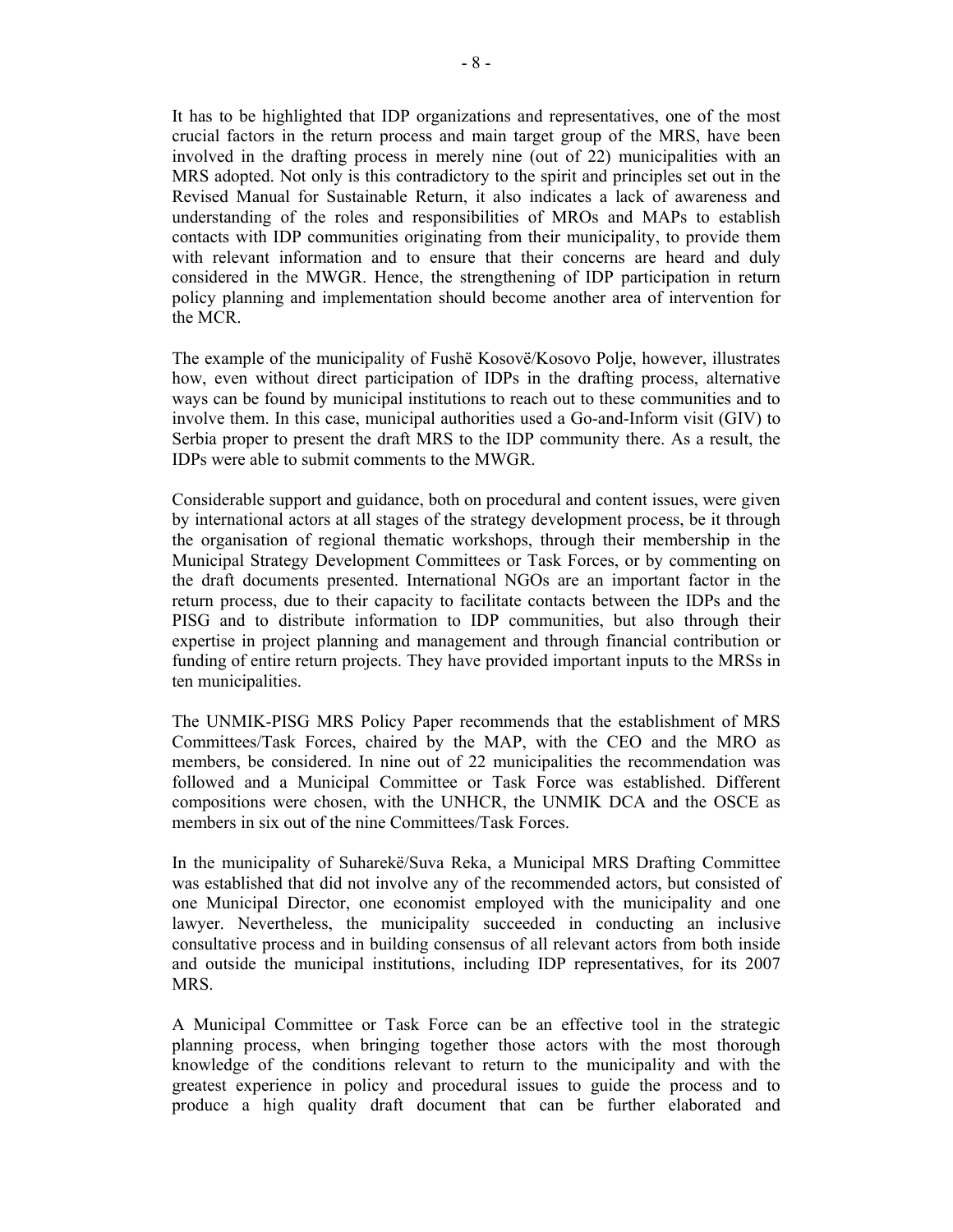It has to be highlighted that IDP organizations and representatives, one of the most crucial factors in the return process and main target group of the MRS, have been involved in the drafting process in merely nine (out of 22) municipalities with an MRS adopted. Not only is this contradictory to the spirit and principles set out in the Revised Manual for Sustainable Return, it also indicates a lack of awareness and understanding of the roles and responsibilities of MROs and MAPs to establish contacts with IDP communities originating from their municipality, to provide them with relevant information and to ensure that their concerns are heard and duly considered in the MWGR. Hence, the strengthening of IDP participation in return policy planning and implementation should become another area of intervention for the MCR.

The example of the municipality of Fushë Kosovë/Kosovo Polje, however, illustrates how, even without direct participation of IDPs in the drafting process, alternative ways can be found by municipal institutions to reach out to these communities and to involve them. In this case, municipal authorities used a Go-and-Inform visit (GIV) to Serbia proper to present the draft MRS to the IDP community there. As a result, the IDPs were able to submit comments to the MWGR.

Considerable support and guidance, both on procedural and content issues, were given by international actors at all stages of the strategy development process, be it through the organisation of regional thematic workshops, through their membership in the Municipal Strategy Development Committees or Task Forces, or by commenting on the draft documents presented. International NGOs are an important factor in the return process, due to their capacity to facilitate contacts between the IDPs and the PISG and to distribute information to IDP communities, but also through their expertise in project planning and management and through financial contribution or funding of entire return projects. They have provided important inputs to the MRSs in ten municipalities.

The UNMIK-PISG MRS Policy Paper recommends that the establishment of MRS Committees/Task Forces, chaired by the MAP, with the CEO and the MRO as members, be considered. In nine out of 22 municipalities the recommendation was followed and a Municipal Committee or Task Force was established. Different compositions were chosen, with the UNHCR, the UNMIK DCA and the OSCE as members in six out of the nine Committees/Task Forces.

In the municipality of Suharekë/Suva Reka, a Municipal MRS Drafting Committee was established that did not involve any of the recommended actors, but consisted of one Municipal Director, one economist employed with the municipality and one lawyer. Nevertheless, the municipality succeeded in conducting an inclusive consultative process and in building consensus of all relevant actors from both inside and outside the municipal institutions, including IDP representatives, for its 2007 MRS.

A Municipal Committee or Task Force can be an effective tool in the strategic planning process, when bringing together those actors with the most thorough knowledge of the conditions relevant to return to the municipality and with the greatest experience in policy and procedural issues to guide the process and to produce a high quality draft document that can be further elaborated and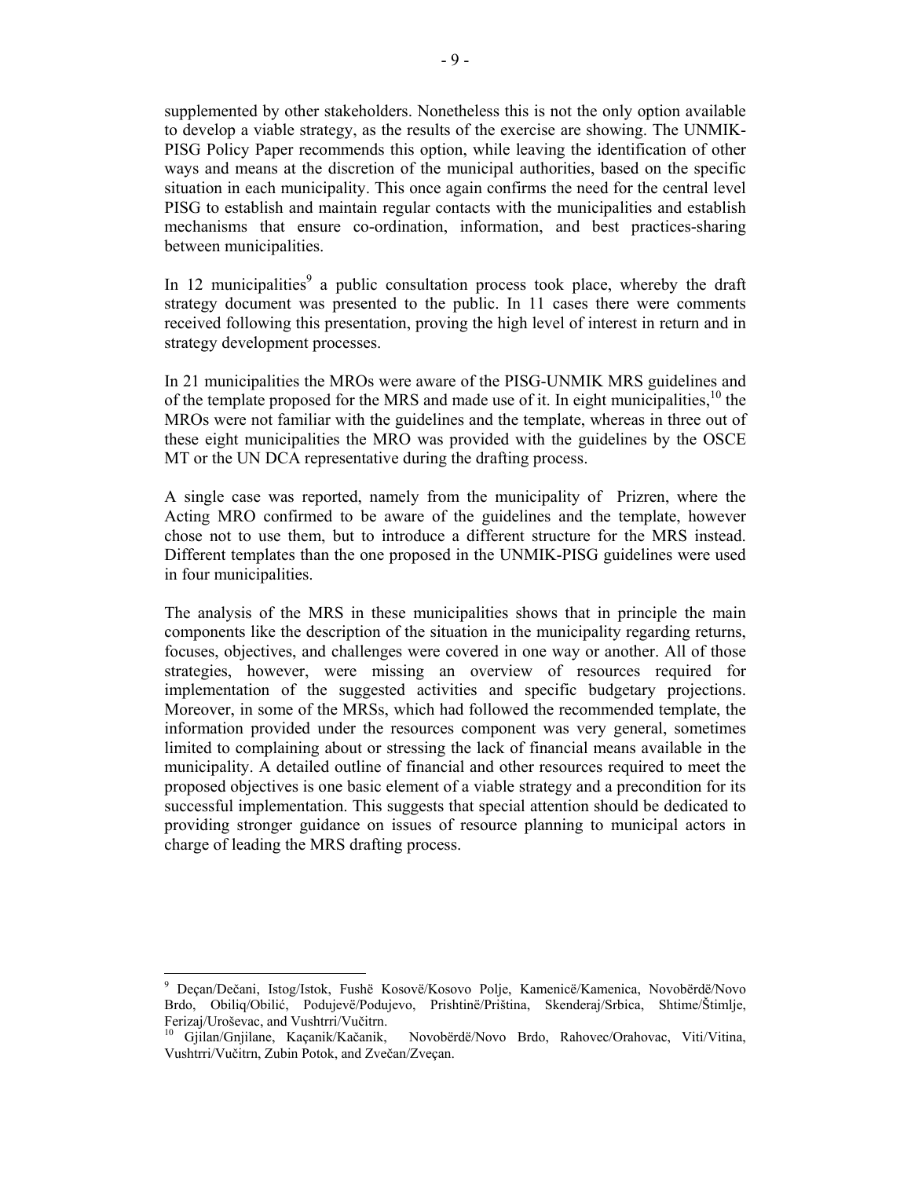supplemented by other stakeholders. Nonetheless this is not the only option available to develop a viable strategy, as the results of the exercise are showing. The UNMIK-PISG Policy Paper recommends this option, while leaving the identification of other ways and means at the discretion of the municipal authorities, based on the specific situation in each municipality. This once again confirms the need for the central level PISG to establish and maintain regular contacts with the municipalities and establish mechanisms that ensure co-ordination, information, and best practices-sharing between municipalities.

In 12 municipalities[9] a public consultation process took place, whereby the draft strategy document was presented to the public. In 11 cases there were comments received following this presentation, proving the high level of interest in return and in strategy development processes.

In 21 municipalities the MROs were aware of the PISG-UNMIK MRS guidelines and of the template proposed for the MRS and made use of it. In eight municipalities,[10] the MROs were not familiar with the guidelines and the template, whereas in three out of these eight municipalities the MRO was provided with the guidelines by the OSCE MT or the UN DCA representative during the drafting process.

A single case was reported, namely from the municipality of Prizren, where the Acting MRO confirmed to be aware of the guidelines and the template, however chose not to use them, but to introduce a different structure for the MRS instead. Different templates than the one proposed in the UNMIK-PISG guidelines were used in four municipalities.

The analysis of the MRS in these municipalities shows that in principle the main components like the description of the situation in the municipality regarding returns, focuses, objectives, and challenges were covered in one way or another. All of those strategies, however, were missing an overview of resources required for implementation of the suggested activities and specific budgetary projections. Moreover, in some of the MRSs, which had followed the recommended template, the information provided under the resources component was very general, sometimes limited to complaining about or stressing the lack of financial means available in the municipality. A detailed outline of financial and other resources required to meet the proposed objectives is one basic element of a viable strategy and a precondition for its successful implementation. This suggests that special attention should be dedicated to providing stronger guidance on issues of resource planning to municipal actors in charge of leading the MRS drafting process.

---

[9] Deçan/Dečani, Istog/Istok, Fushë Kosovë/Kosovo Polje, Kamenicë/Kamenica, Novobërdë/Novo Brdo, Obiliq/Obilić, Podujevë/Podujevo, Prishtinë/Priština, Skenderaj/Srbica, Shtime/Štimlje, Ferizaj/Uroševac, and Vushtrri/Vučitrn.

[10] Gjilan/Gnjilane, Kaçanik/Kačanik, Novobërdë/Novo Brdo, Rahovec/Orahovac, Viti/Vitina, Vushtrri/Vučitrn, Zubin Potok, and Zvečan/Zveçan.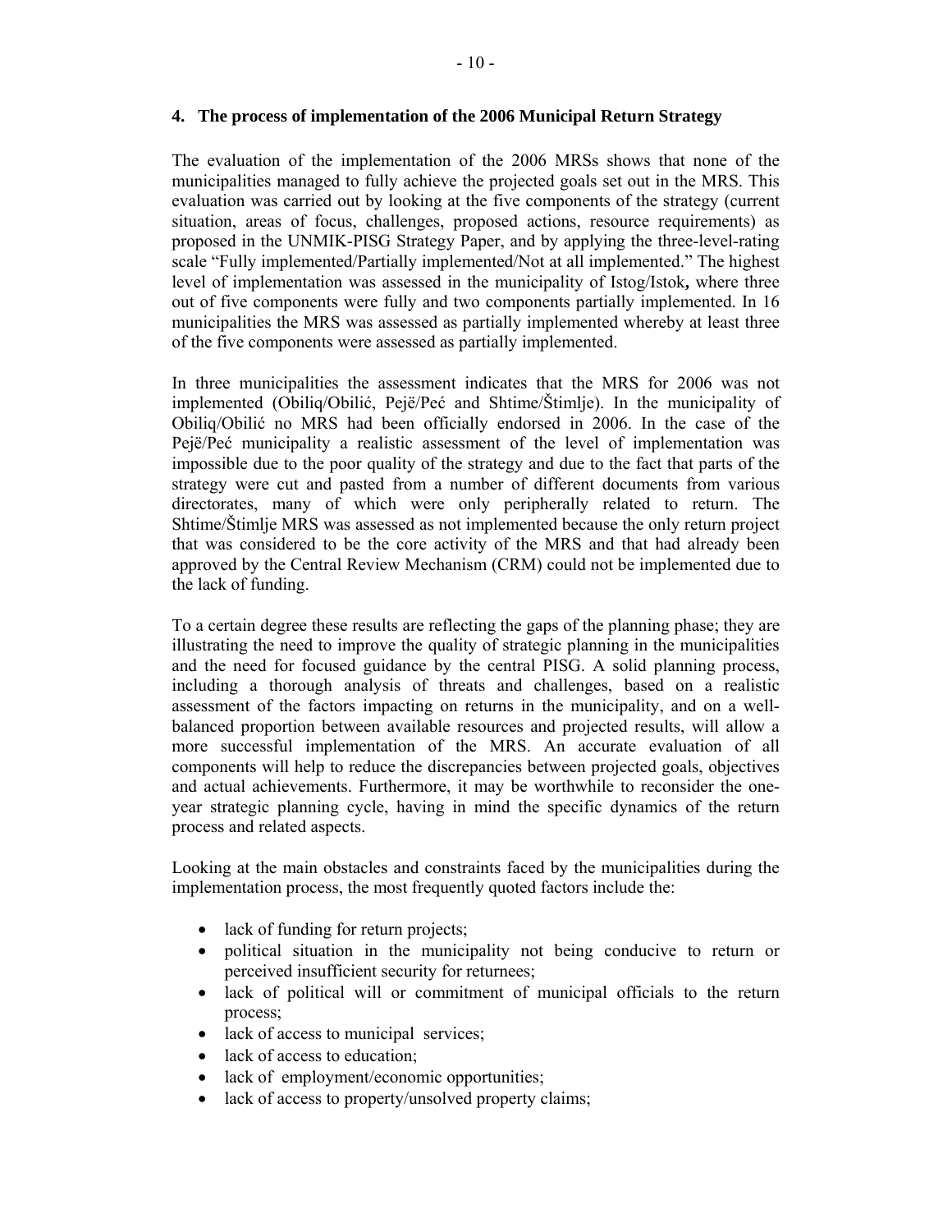## 4. The process of implementation of the 2006 Municipal Return Strategy

The evaluation of the implementation of the 2006 MRSs shows that none of the municipalities managed to fully achieve the projected goals set out in the MRS. This evaluation was carried out by looking at the five components of the strategy (current situation, areas of focus, challenges, proposed actions, resource requirements) as proposed in the UNMIK-PISG Strategy Paper, and by applying the three-level-rating scale "Fully implemented/Partially implemented/Not at all implemented." The highest level of implementation was assessed in the municipality of Istog/Istok**,** where three out of five components were fully and two components partially implemented. In 16 municipalities the MRS was assessed as partially implemented whereby at least three of the five components were assessed as partially implemented.

In three municipalities the assessment indicates that the MRS for 2006 was not implemented (Obiliq/Obilić, Pejë/Peć and Shtime/Štimlje). In the municipality of Obiliq/Obilić no MRS had been officially endorsed in 2006. In the case of the Pejë/Peć municipality a realistic assessment of the level of implementation was impossible due to the poor quality of the strategy and due to the fact that parts of the strategy were cut and pasted from a number of different documents from various directorates, many of which were only peripherally related to return. The Shtime/Štimlje MRS was assessed as not implemented because the only return project that was considered to be the core activity of the MRS and that had already been approved by the Central Review Mechanism (CRM) could not be implemented due to the lack of funding.

To a certain degree these results are reflecting the gaps of the planning phase; they are illustrating the need to improve the quality of strategic planning in the municipalities and the need for focused guidance by the central PISG. A solid planning process, including a thorough analysis of threats and challenges, based on a realistic assessment of the factors impacting on returns in the municipality, and on a well-balanced proportion between available resources and projected results, will allow a more successful implementation of the MRS. An accurate evaluation of all components will help to reduce the discrepancies between projected goals, objectives and actual achievements. Furthermore, it may be worthwhile to reconsider the one-year strategic planning cycle, having in mind the specific dynamics of the return process and related aspects.

Looking at the main obstacles and constraints faced by the municipalities during the implementation process, the most frequently quoted factors include the:

- lack of funding for return projects;
- political situation in the municipality not being conducive to return or perceived insufficient security for returnees;
- lack of political will or commitment of municipal officials to the return process;
- lack of access to municipal services;
- lack of access to education;
- lack of employment/economic opportunities;
- lack of access to property/unsolved property claims;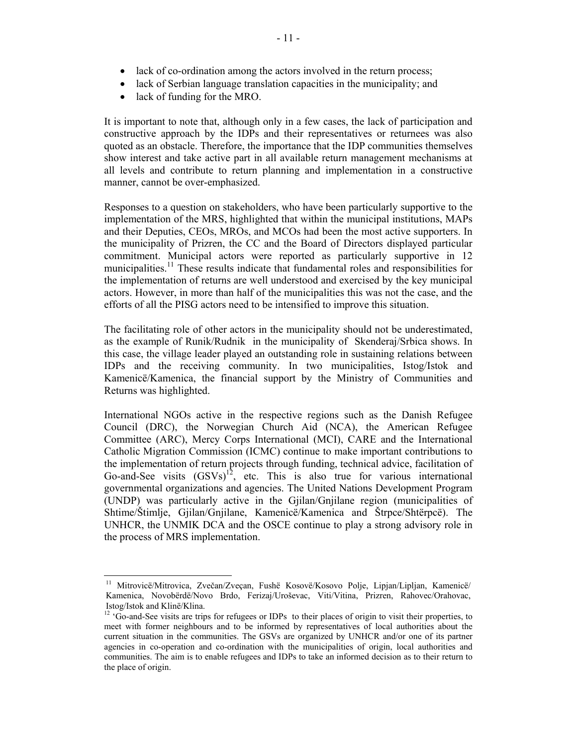- lack of co-ordination among the actors involved in the return process;
- lack of Serbian language translation capacities in the municipality; and
- lack of funding for the MRO.

It is important to note that, although only in a few cases, the lack of participation and constructive approach by the IDPs and their representatives or returnees was also quoted as an obstacle. Therefore, the importance that the IDP communities themselves show interest and take active part in all available return management mechanisms at all levels and contribute to return planning and implementation in a constructive manner, cannot be over-emphasized.

Responses to a question on stakeholders, who have been particularly supportive to the implementation of the MRS, highlighted that within the municipal institutions, MAPs and their Deputies, CEOs, MROs, and MCOs had been the most active supporters. In the municipality of Prizren, the CC and the Board of Directors displayed particular commitment. Municipal actors were reported as particularly supportive in 12 municipalities.[11] These results indicate that fundamental roles and responsibilities for the implementation of returns are well understood and exercised by the key municipal actors. However, in more than half of the municipalities this was not the case, and the efforts of all the PISG actors need to be intensified to improve this situation.

The facilitating role of other actors in the municipality should not be underestimated, as the example of Runik/Rudnik in the municipality of Skenderaj/Srbica shows. In this case, the village leader played an outstanding role in sustaining relations between IDPs and the receiving community. In two municipalities, Istog/Istok and Kamenicë/Kamenica, the financial support by the Ministry of Communities and Returns was highlighted.

International NGOs active in the respective regions such as the Danish Refugee Council (DRC), the Norwegian Church Aid (NCA), the American Refugee Committee (ARC), Mercy Corps International (MCI), CARE and the International Catholic Migration Commission (ICMC) continue to make important contributions to the implementation of return projects through funding, technical advice, facilitation of Go-and-See visits (GSVs)[12], etc. This is also true for various international governmental organizations and agencies. The United Nations Development Program (UNDP) was particularly active in the Gjilan/Gnjilane region (municipalities of Shtime/Štimlje, Gjilan/Gnjilane, Kamenicë/Kamenica and Štrpce/Shtërpcë). The UNHCR, the UNMIK DCA and the OSCE continue to play a strong advisory role in the process of MRS implementation.

---

[11] Mitrovicë/Mitrovica, Zvečan/Zveçan, Fushë Kosovë/Kosovo Polje, Lipjan/Lipljan, Kamenicë/ Kamenica, Novobërdë/Novo Brdo, Ferizaj/Uroševac, Viti/Vitina, Prizren, Rahovec/Orahovac, Istog/Istok and Klinë/Klina.

[12] 'Go-and-See visits are trips for refugees or IDPs to their places of origin to visit their properties, to meet with former neighbours and to be informed by representatives of local authorities about the current situation in the communities. The GSVs are organized by UNHCR and/or one of its partner agencies in co-operation and co-ordination with the municipalities of origin, local authorities and communities. The aim is to enable refugees and IDPs to take an informed decision as to their return to the place of origin.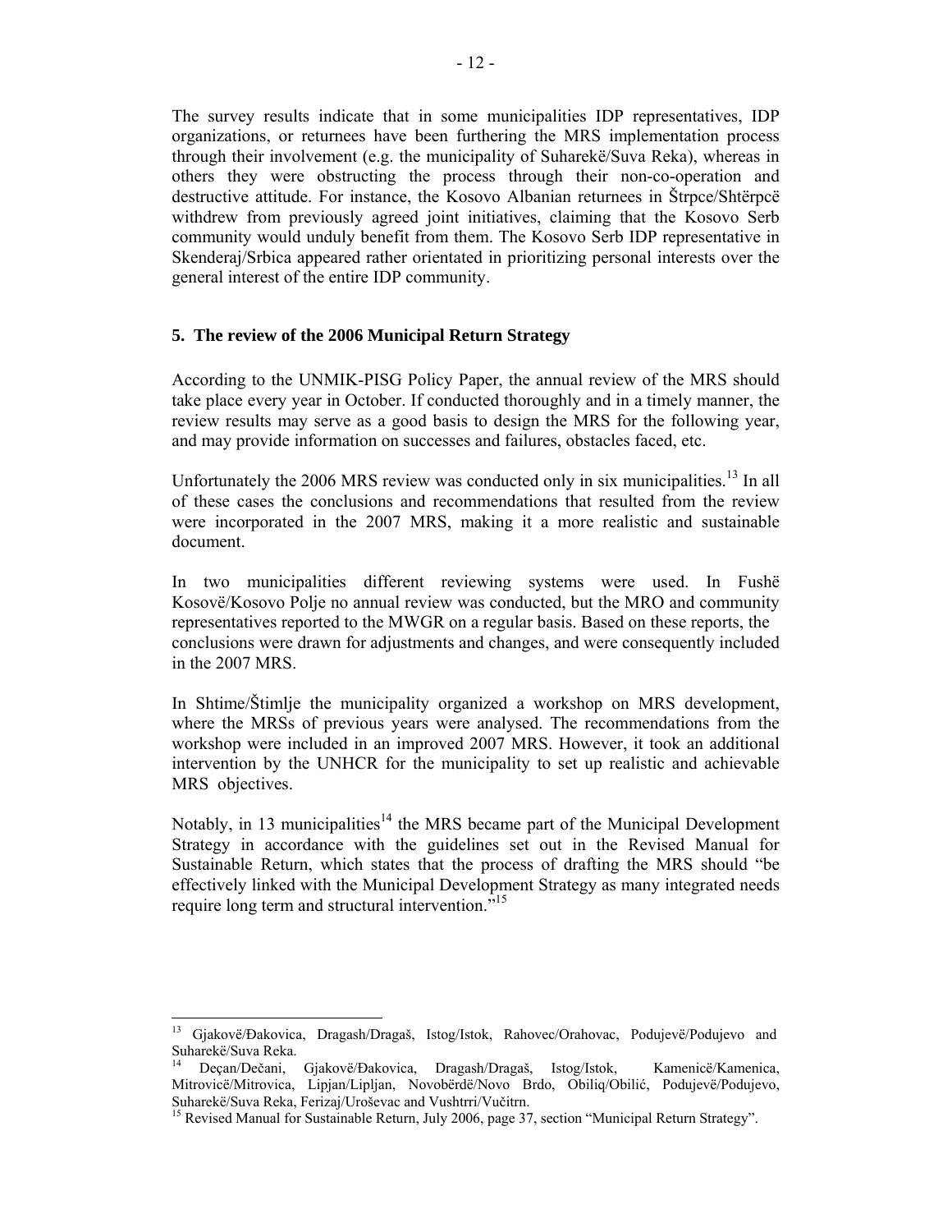The survey results indicate that in some municipalities IDP representatives, IDP organizations, or returnees have been furthering the MRS implementation process through their involvement (e.g. the municipality of Suharekë/Suva Reka), whereas in others they were obstructing the process through their non-co-operation and destructive attitude. For instance, the Kosovo Albanian returnees in Štrpce/Shtërpcë withdrew from previously agreed joint initiatives, claiming that the Kosovo Serb community would unduly benefit from them. The Kosovo Serb IDP representative in Skenderaj/Srbica appeared rather orientated in prioritizing personal interests over the general interest of the entire IDP community.

## 5. The review of the 2006 Municipal Return Strategy

According to the UNMIK-PISG Policy Paper, the annual review of the MRS should take place every year in October. If conducted thoroughly and in a timely manner, the review results may serve as a good basis to design the MRS for the following year, and may provide information on successes and failures, obstacles faced, etc.

Unfortunately the 2006 MRS review was conducted only in six municipalities.[13] In all of these cases the conclusions and recommendations that resulted from the review were incorporated in the 2007 MRS, making it a more realistic and sustainable document.

In two municipalities different reviewing systems were used. In Fushë Kosovë/Kosovo Polje no annual review was conducted, but the MRO and community representatives reported to the MWGR on a regular basis. Based on these reports, the conclusions were drawn for adjustments and changes, and were consequently included in the 2007 MRS.

In Shtime/Štimlje the municipality organized a workshop on MRS development, where the MRSs of previous years were analysed. The recommendations from the workshop were included in an improved 2007 MRS. However, it took an additional intervention by the UNHCR for the municipality to set up realistic and achievable MRS objectives.

Notably, in 13 municipalities[14] the MRS became part of the Municipal Development Strategy in accordance with the guidelines set out in the Revised Manual for Sustainable Return, which states that the process of drafting the MRS should "be effectively linked with the Municipal Development Strategy as many integrated needs require long term and structural intervention."[15]

---

[13] Gjakovë/Đakovica, Dragash/Dragaš, Istog/Istok, Rahovec/Orahovac, Podujevë/Podujevo and Suharekë/Suva Reka.

[14] Deçan/Dečani, Gjakovë/Đakovica, Dragash/Dragaš, Istog/Istok, Kamenicë/Kamenica, Mitrovicë/Mitrovica, Lipjan/Lipljan, Novobërdë/Novo Brdo, Obiliq/Obilić, Podujevë/Podujevo, Suharekë/Suva Reka, Ferizaj/Uroševac and Vushtrri/Vučitrn.

[15] Revised Manual for Sustainable Return, July 2006, page 37, section "Municipal Return Strategy".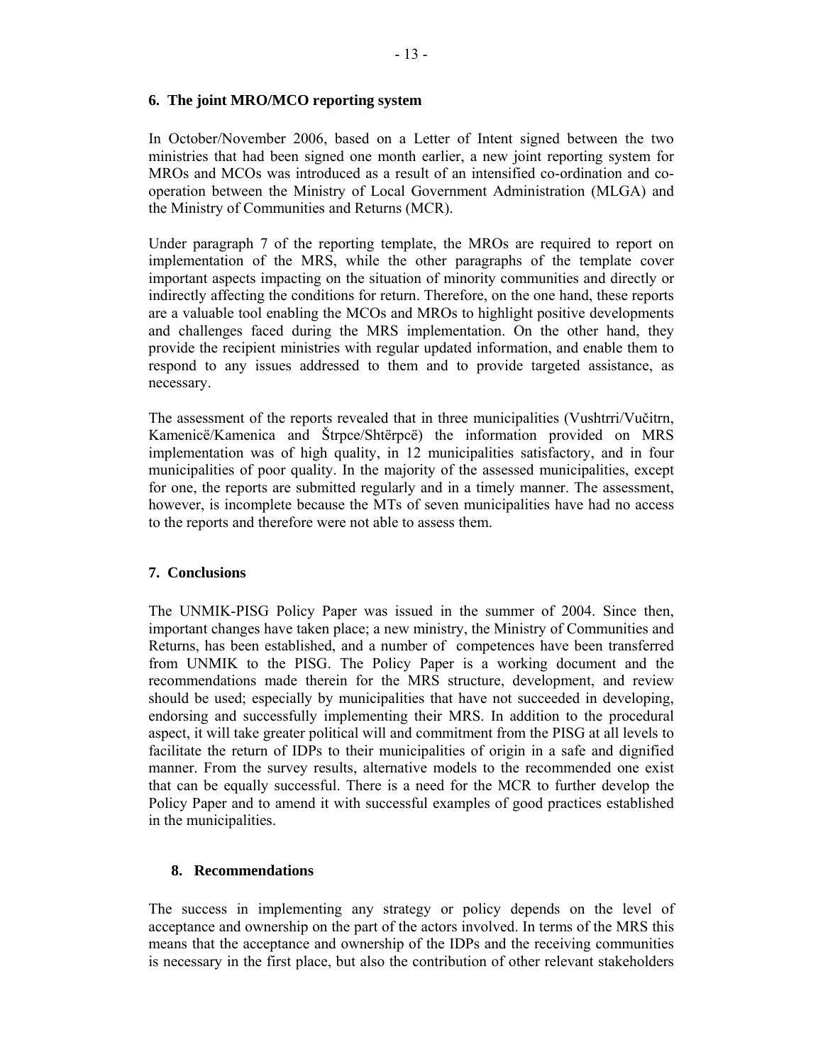## 6. The joint MRO/MCO reporting system

In October/November 2006, based on a Letter of Intent signed between the two ministries that had been signed one month earlier, a new joint reporting system for MROs and MCOs was introduced as a result of an intensified co-ordination and co-operation between the Ministry of Local Government Administration (MLGA) and the Ministry of Communities and Returns (MCR).

Under paragraph 7 of the reporting template, the MROs are required to report on implementation of the MRS, while the other paragraphs of the template cover important aspects impacting on the situation of minority communities and directly or indirectly affecting the conditions for return. Therefore, on the one hand, these reports are a valuable tool enabling the MCOs and MROs to highlight positive developments and challenges faced during the MRS implementation. On the other hand, they provide the recipient ministries with regular updated information, and enable them to respond to any issues addressed to them and to provide targeted assistance, as necessary.

The assessment of the reports revealed that in three municipalities (Vushtrri/Vučitrn, Kamenicë/Kamenica and Štrpce/Shtërpcë) the information provided on MRS implementation was of high quality, in 12 municipalities satisfactory, and in four municipalities of poor quality. In the majority of the assessed municipalities, except for one, the reports are submitted regularly and in a timely manner. The assessment, however, is incomplete because the MTs of seven municipalities have had no access to the reports and therefore were not able to assess them.

## 7. Conclusions

The UNMIK-PISG Policy Paper was issued in the summer of 2004. Since then, important changes have taken place; a new ministry, the Ministry of Communities and Returns, has been established, and a number of competences have been transferred from UNMIK to the PISG. The Policy Paper is a working document and the recommendations made therein for the MRS structure, development, and review should be used; especially by municipalities that have not succeeded in developing, endorsing and successfully implementing their MRS. In addition to the procedural aspect, it will take greater political will and commitment from the PISG at all levels to facilitate the return of IDPs to their municipalities of origin in a safe and dignified manner. From the survey results, alternative models to the recommended one exist that can be equally successful. There is a need for the MCR to further develop the Policy Paper and to amend it with successful examples of good practices established in the municipalities.

## 8. Recommendations

The success in implementing any strategy or policy depends on the level of acceptance and ownership on the part of the actors involved. In terms of the MRS this means that the acceptance and ownership of the IDPs and the receiving communities is necessary in the first place, but also the contribution of other relevant stakeholders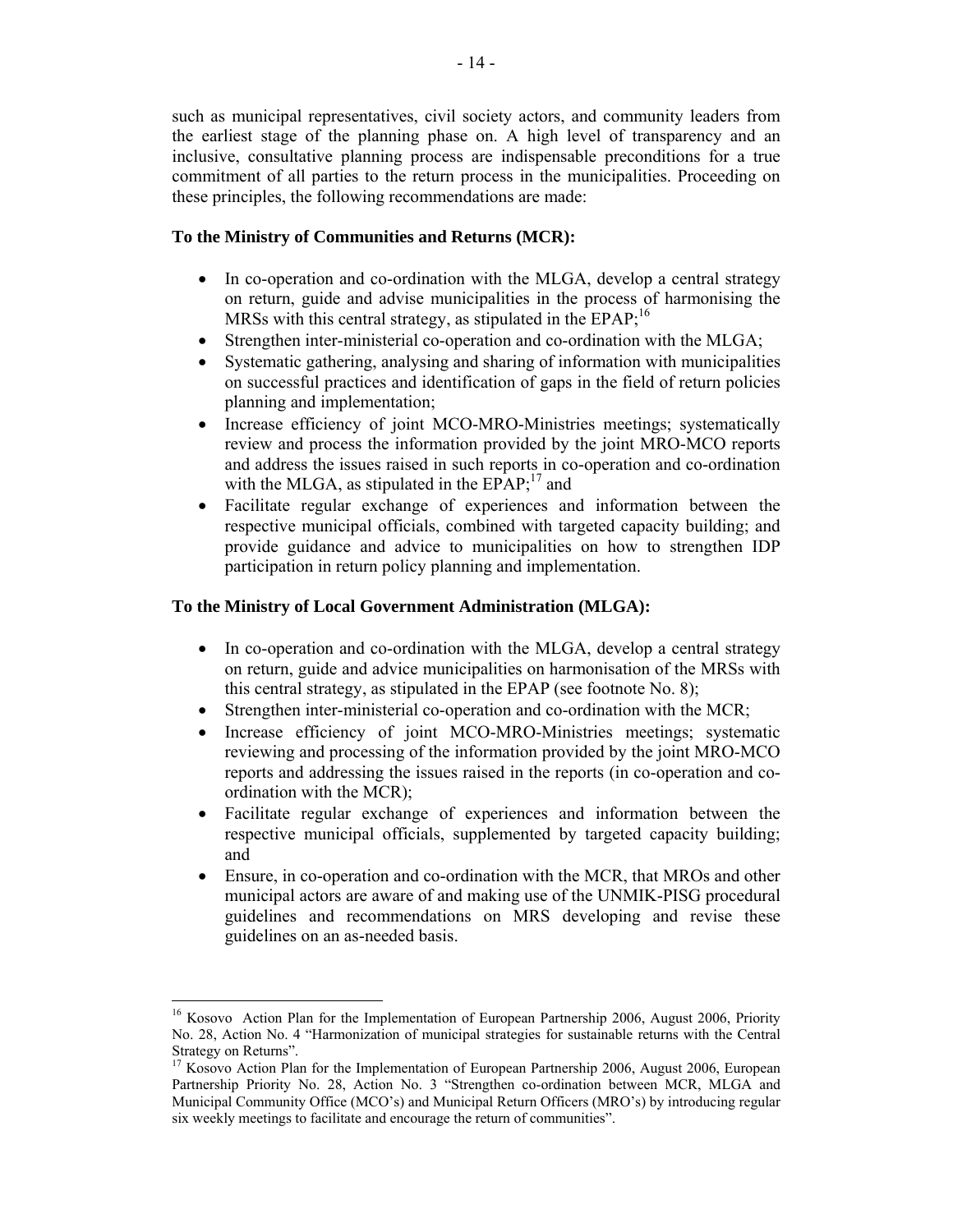such as municipal representatives, civil society actors, and community leaders from the earliest stage of the planning phase on. A high level of transparency and an inclusive, consultative planning process are indispensable preconditions for a true commitment of all parties to the return process in the municipalities. Proceeding on these principles, the following recommendations are made:

**To the Ministry of Communities and Returns (MCR):**

- In co-operation and co-ordination with the MLGA, develop a central strategy on return, guide and advise municipalities in the process of harmonising the MRSs with this central strategy, as stipulated in the EPAP;[16]
- Strengthen inter-ministerial co-operation and co-ordination with the MLGA;
- Systematic gathering, analysing and sharing of information with municipalities on successful practices and identification of gaps in the field of return policies planning and implementation;
- Increase efficiency of joint MCO-MRO-Ministries meetings; systematically review and process the information provided by the joint MRO-MCO reports and address the issues raised in such reports in co-operation and co-ordination with the MLGA, as stipulated in the EPAP;[17] and
- Facilitate regular exchange of experiences and information between the respective municipal officials, combined with targeted capacity building; and provide guidance and advice to municipalities on how to strengthen IDP participation in return policy planning and implementation.

**To the Ministry of Local Government Administration (MLGA):**

- In co-operation and co-ordination with the MLGA, develop a central strategy on return, guide and advice municipalities on harmonisation of the MRSs with this central strategy, as stipulated in the EPAP (see footnote No. 8);
- Strengthen inter-ministerial co-operation and co-ordination with the MCR;
- Increase efficiency of joint MCO-MRO-Ministries meetings; systematic reviewing and processing of the information provided by the joint MRO-MCO reports and addressing the issues raised in the reports (in co-operation and co-ordination with the MCR);
- Facilitate regular exchange of experiences and information between the respective municipal officials, supplemented by targeted capacity building; and
- Ensure, in co-operation and co-ordination with the MCR, that MROs and other municipal actors are aware of and making use of the UNMIK-PISG procedural guidelines and recommendations on MRS developing and revise these guidelines on an as-needed basis.

---

[16] Kosovo Action Plan for the Implementation of European Partnership 2006, August 2006, Priority No. 28, Action No. 4 "Harmonization of municipal strategies for sustainable returns with the Central Strategy on Returns".

[17] Kosovo Action Plan for the Implementation of European Partnership 2006, August 2006, European Partnership Priority No. 28, Action No. 3 "Strengthen co-ordination between MCR, MLGA and Municipal Community Office (MCO's) and Municipal Return Officers (MRO's) by introducing regular six weekly meetings to facilitate and encourage the return of communities".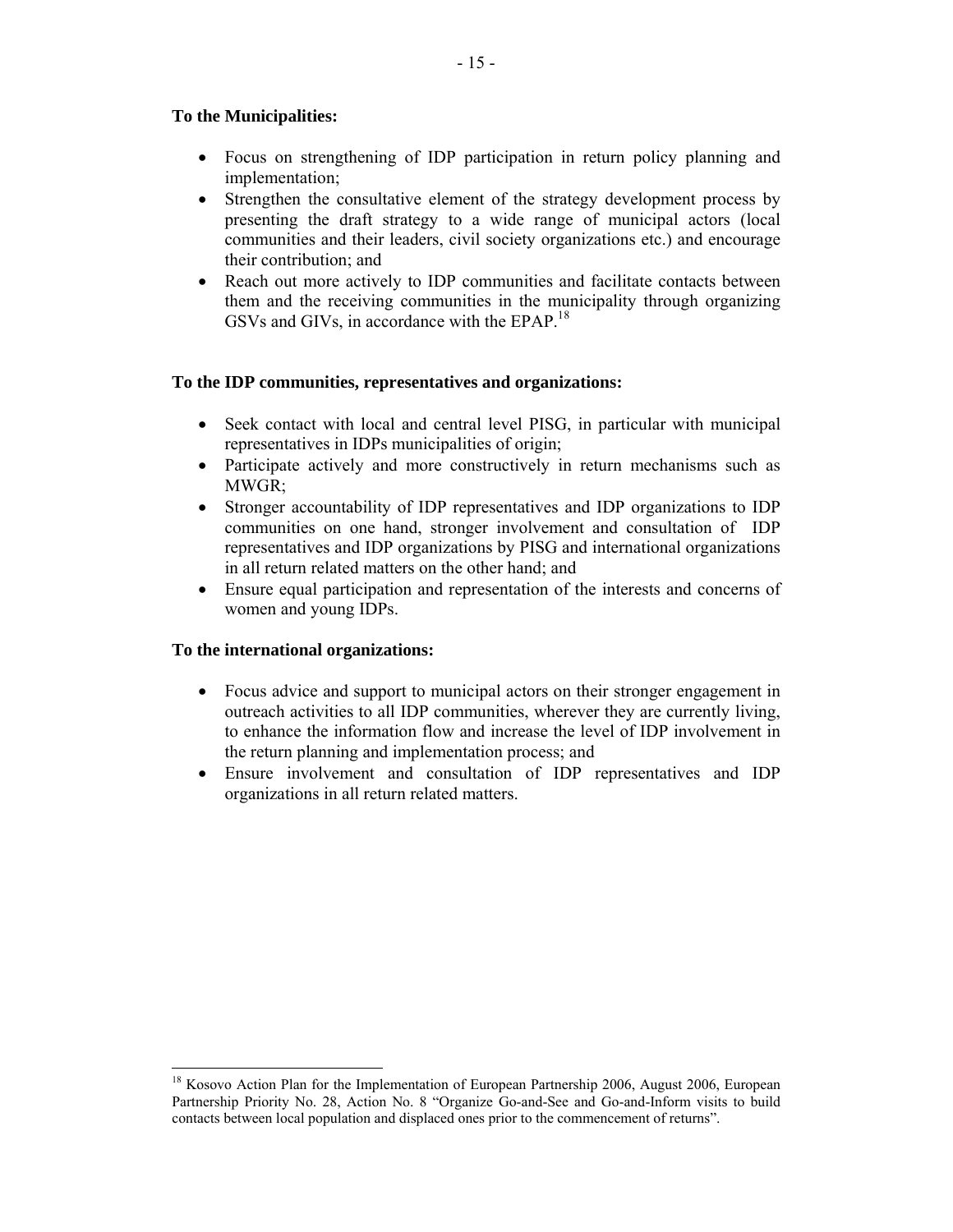**To the Municipalities:**

- Focus on strengthening of IDP participation in return policy planning and implementation;
- Strengthen the consultative element of the strategy development process by presenting the draft strategy to a wide range of municipal actors (local communities and their leaders, civil society organizations etc.) and encourage their contribution; and
- Reach out more actively to IDP communities and facilitate contacts between them and the receiving communities in the municipality through organizing GSVs and GIVs, in accordance with the EPAP.[18]

**To the IDP communities, representatives and organizations:**

- Seek contact with local and central level PISG, in particular with municipal representatives in IDPs municipalities of origin;
- Participate actively and more constructively in return mechanisms such as MWGR;
- Stronger accountability of IDP representatives and IDP organizations to IDP communities on one hand, stronger involvement and consultation of IDP representatives and IDP organizations by PISG and international organizations in all return related matters on the other hand; and
- Ensure equal participation and representation of the interests and concerns of women and young IDPs.

**To the international organizations:**

- Focus advice and support to municipal actors on their stronger engagement in outreach activities to all IDP communities, wherever they are currently living, to enhance the information flow and increase the level of IDP involvement in the return planning and implementation process; and
- Ensure involvement and consultation of IDP representatives and IDP organizations in all return related matters.

---

[18] Kosovo Action Plan for the Implementation of European Partnership 2006, August 2006, European Partnership Priority No. 28, Action No. 8 "Organize Go-and-See and Go-and-Inform visits to build contacts between local population and displaced ones prior to the commencement of returns".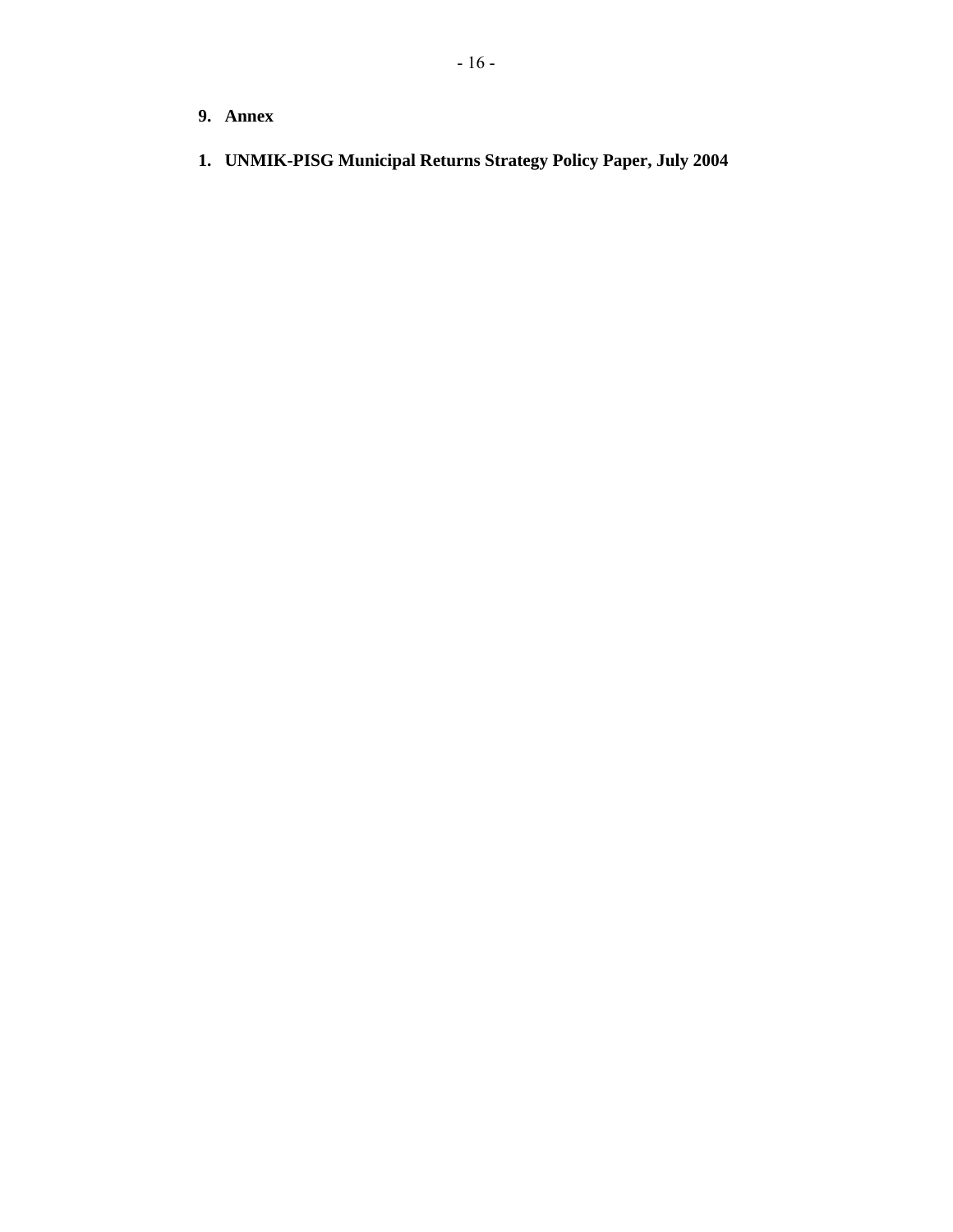## 9. Annex

### 1. UNMIK-PISG Municipal Returns Strategy Policy Paper, July 2004